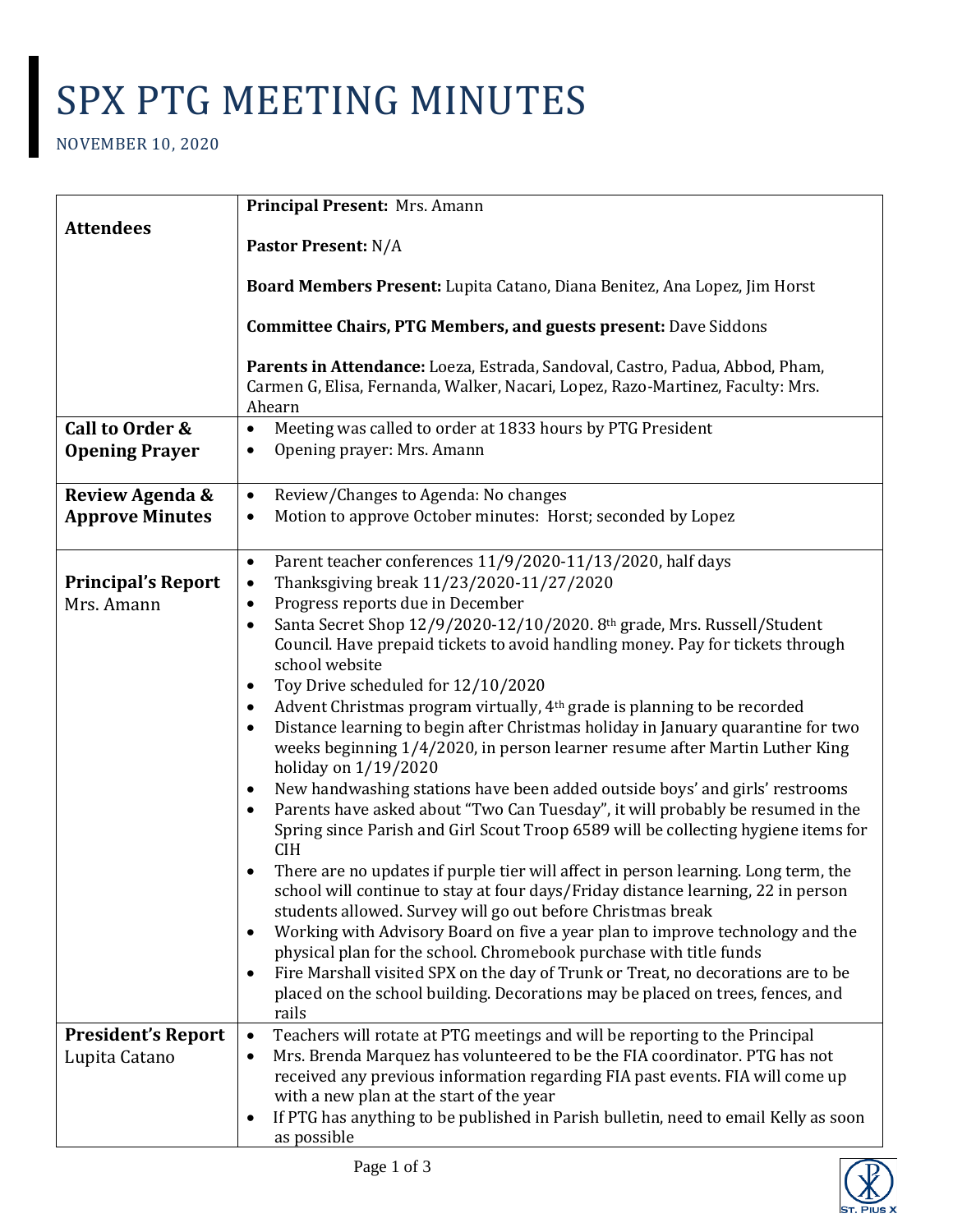# SPX PTG MEETING MINUTES

NOVEMBER 10, 2020

| | |
|---|---|
| **Attendees** | **Principal Present:** Mrs. Amann<br><br>**Pastor Present:** N/A<br><br>**Board Members Present:** Lupita Catano, Diana Benitez, Ana Lopez, Jim Horst<br><br>**Committee Chairs, PTG Members, and guests present:** Dave Siddons<br><br>**Parents in Attendance:** Loeza, Estrada, Sandoval, Castro, Padua, Abbod, Pham, Carmen G, Elisa, Fernanda, Walker, Nacari, Lopez, Razo-Martinez, Faculty: Mrs. Ahearn |
| **Call to Order & Opening Prayer** | • Meeting was called to order at 1833 hours by PTG President<br>• Opening prayer: Mrs. Amann |
| **Review Agenda & Approve Minutes** | • Review/Changes to Agenda: No changes<br>• Motion to approve October minutes: Horst; seconded by Lopez |
| **Principal's Report** Mrs. Amann | • Parent teacher conferences 11/9/2020-11/13/2020, half days<br>• Thanksgiving break 11/23/2020-11/27/2020<br>• Progress reports due in December<br>• Santa Secret Shop 12/9/2020-12/10/2020. 8th grade, Mrs. Russell/Student Council. Have prepaid tickets to avoid handling money. Pay for tickets through school website<br>• Toy Drive scheduled for 12/10/2020<br>• Advent Christmas program virtually, 4th grade is planning to be recorded<br>• Distance learning to begin after Christmas holiday in January quarantine for two weeks beginning 1/4/2020, in person learner resume after Martin Luther King holiday on 1/19/2020<br>• New handwashing stations have been added outside boys' and girls' restrooms<br>• Parents have asked about "Two Can Tuesday", it will probably be resumed in the Spring since Parish and Girl Scout Troop 6589 will be collecting hygiene items for CIH<br>• There are no updates if purple tier will affect in person learning. Long term, the school will continue to stay at four days/Friday distance learning, 22 in person students allowed. Survey will go out before Christmas break<br>• Working with Advisory Board on five a year plan to improve technology and the physical plan for the school. Chromebook purchase with title funds<br>• Fire Marshall visited SPX on the day of Trunk or Treat, no decorations are to be placed on the school building. Decorations may be placed on trees, fences, and rails |
| **President's Report** Lupita Catano | • Teachers will rotate at PTG meetings and will be reporting to the Principal<br>• Mrs. Brenda Marquez has volunteered to be the FIA coordinator. PTG has not received any previous information regarding FIA past events. FIA will come up with a new plan at the start of the year<br>• If PTG has anything to be published in Parish bulletin, need to email Kelly as soon as possible |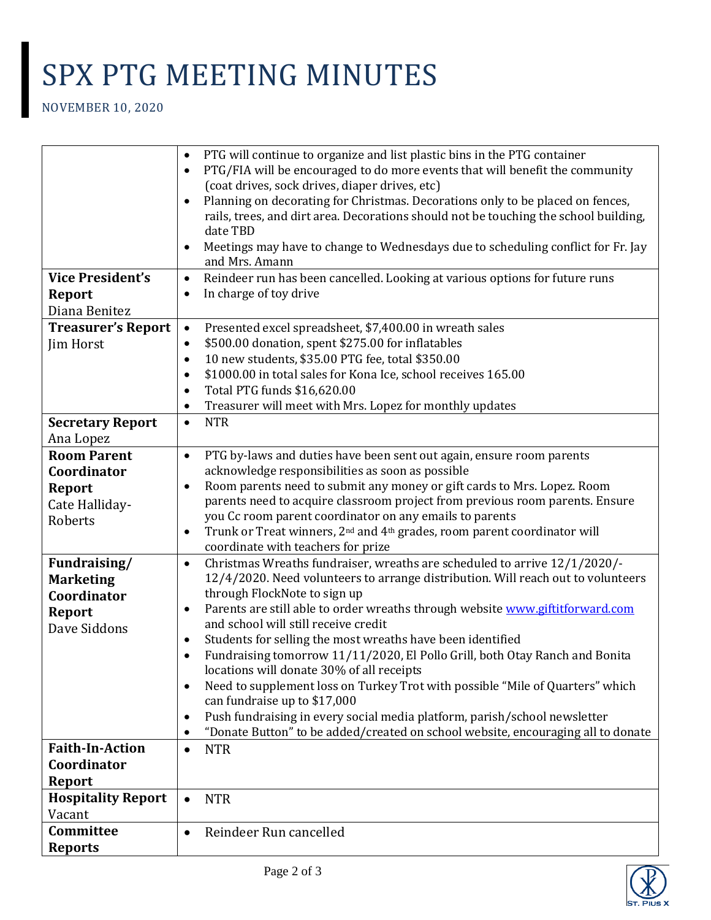# SPX PTG MEETING MINUTES

NOVEMBER 10, 2020

| | |
|---|---|
| | • PTG will continue to organize and list plastic bins in the PTG container<br>• PTG/FIA will be encouraged to do more events that will benefit the community (coat drives, sock drives, diaper drives, etc)<br>• Planning on decorating for Christmas. Decorations only to be placed on fences, rails, trees, and dirt area. Decorations should not be touching the school building, date TBD<br>• Meetings may have to change to Wednesdays due to scheduling conflict for Fr. Jay and Mrs. Amann |
| **Vice President's Report**<br>Diana Benitez | • Reindeer run has been cancelled. Looking at various options for future runs<br>• In charge of toy drive |
| **Treasurer's Report**<br>Jim Horst | • Presented excel spreadsheet, $7,400.00 in wreath sales<br>• $500.00 donation, spent $275.00 for inflatables<br>• 10 new students, $35.00 PTG fee, total $350.00<br>• $1000.00 in total sales for Kona Ice, school receives 165.00<br>• Total PTG funds $16,620.00<br>• Treasurer will meet with Mrs. Lopez for monthly updates |
| **Secretary Report**<br>Ana Lopez | • NTR |
| **Room Parent Coordinator Report**<br>Cate Halliday-Roberts | • PTG by-laws and duties have been sent out again, ensure room parents acknowledge responsibilities as soon as possible<br>• Room parents need to submit any money or gift cards to Mrs. Lopez. Room parents need to acquire classroom project from previous room parents. Ensure you Cc room parent coordinator on any emails to parents<br>• Trunk or Treat winners, 2nd and 4th grades, room parent coordinator will coordinate with teachers for prize |
| **Fundraising/ Marketing Coordinator Report**<br>Dave Siddons | • Christmas Wreaths fundraiser, wreaths are scheduled to arrive 12/1/2020/-12/4/2020. Need volunteers to arrange distribution. Will reach out to volunteers through FlockNote to sign up<br>• Parents are still able to order wreaths through website www.giftitforward.com and school will still receive credit<br>• Students for selling the most wreaths have been identified<br>• Fundraising tomorrow 11/11/2020, El Pollo Grill, both Otay Ranch and Bonita locations will donate 30% of all receipts<br>• Need to supplement loss on Turkey Trot with possible "Mile of Quarters" which can fundraise up to $17,000<br>• Push fundraising in every social media platform, parish/school newsletter<br>• "Donate Button" to be added/created on school website, encouraging all to donate |
| **Faith-In-Action Coordinator Report** | • NTR |
| **Hospitality Report**<br>Vacant | • NTR |
| **Committee Reports** | • Reindeer Run cancelled |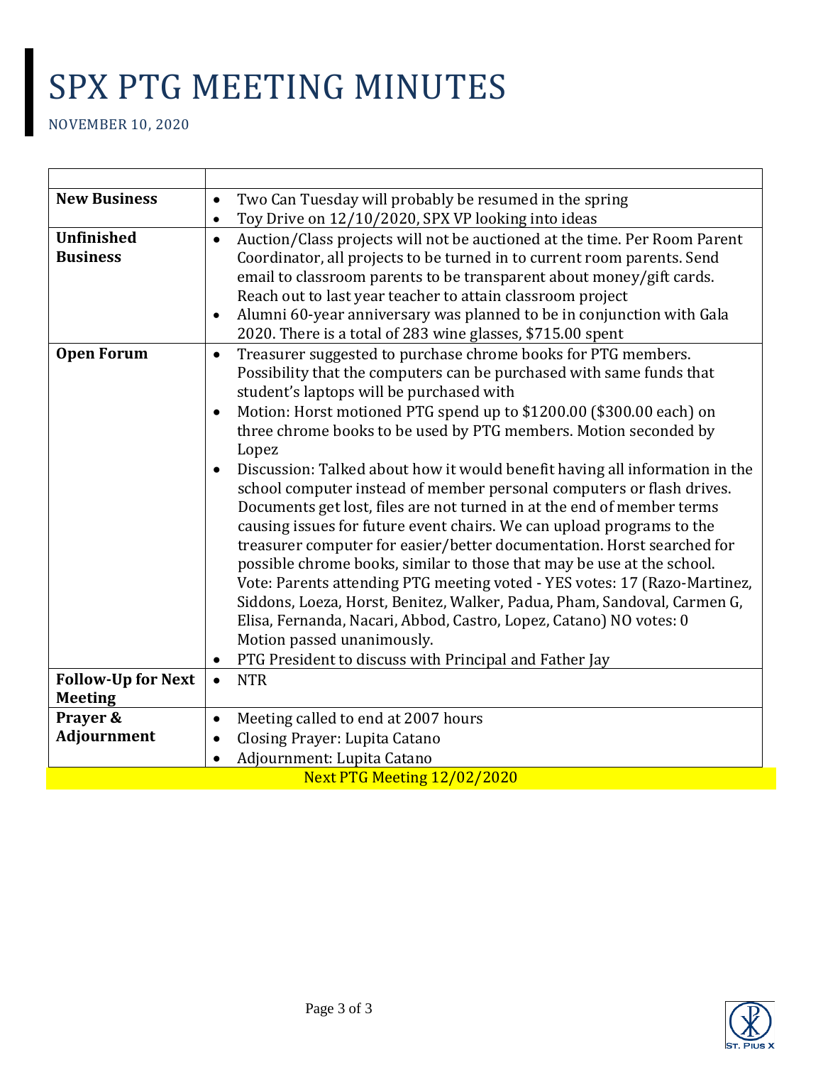# SPX PTG MEETING MINUTES

NOVEMBER 10, 2020

| | |
|---|---|
| **New Business** | • Two Can Tuesday will probably be resumed in the spring<br>• Toy Drive on 12/10/2020, SPX VP looking into ideas |
| **Unfinished Business** | • Auction/Class projects will not be auctioned at the time. Per Room Parent Coordinator, all projects to be turned in to current room parents. Send email to classroom parents to be transparent about money/gift cards. Reach out to last year teacher to attain classroom project<br>• Alumni 60-year anniversary was planned to be in conjunction with Gala 2020. There is a total of 283 wine glasses, $715.00 spent |
| **Open Forum** | • Treasurer suggested to purchase chrome books for PTG members. Possibility that the computers can be purchased with same funds that student's laptops will be purchased with<br>• Motion: Horst motioned PTG spend up to $1200.00 ($300.00 each) on three chrome books to be used by PTG members. Motion seconded by Lopez<br>• Discussion: Talked about how it would benefit having all information in the school computer instead of member personal computers or flash drives. Documents get lost, files are not turned in at the end of member terms causing issues for future event chairs. We can upload programs to the treasurer computer for easier/better documentation. Horst searched for possible chrome books, similar to those that may be use at the school. Vote: Parents attending PTG meeting voted - YES votes: 17 (Razo-Martinez, Siddons, Loeza, Horst, Benitez, Walker, Padua, Pham, Sandoval, Carmen G, Elisa, Fernanda, Nacari, Abbod, Castro, Lopez, Catano) NO votes: 0 Motion passed unanimously.<br>• PTG President to discuss with Principal and Father Jay |
| **Follow-Up for Next Meeting** | • NTR |
| **Prayer & Adjournment** | • Meeting called to end at 2007 hours<br>• Closing Prayer: Lupita Catano<br>• Adjournment: Lupita Catano |

Next PTG Meeting 12/02/2020